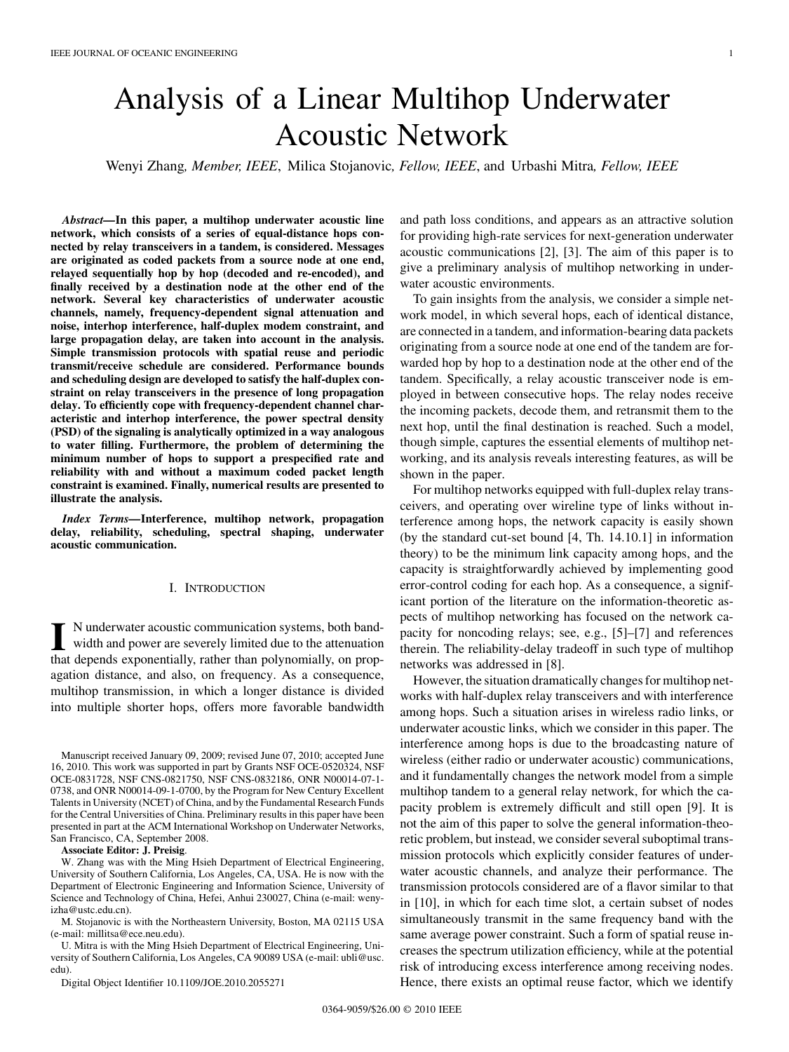# Analysis of a Linear Multihop Underwater Acoustic Network

Wenyi Zhang, *Member, IEEE*, Milica Stojanovic, *Fellow, IEEE*, and Urbashi Mitra, *Fellow, IEEE*

***Abstract*—In this paper, a multihop underwater acoustic line network, which consists of a series of equal-distance hops connected by relay transceivers in a tandem, is considered. Messages are originated as coded packets from a source node at one end, relayed sequentially hop by hop (decoded and re-encoded), and finally received by a destination node at the other end of the network. Several key characteristics of underwater acoustic channels, namely, frequency-dependent signal attenuation and noise, interhop interference, half-duplex modem constraint, and large propagation delay, are taken into account in the analysis. Simple transmission protocols with spatial reuse and periodic transmit/receive schedule are considered. Performance bounds and scheduling design are developed to satisfy the half-duplex constraint on relay transceivers in the presence of long propagation delay. To efficiently cope with frequency-dependent channel characteristic and interhop interference, the power spectral density (PSD) of the signaling is analytically optimized in a way analogous to water filling. Furthermore, the problem of determining the minimum number of hops to support a prespecified rate and reliability with and without a maximum coded packet length constraint is examined. Finally, numerical results are presented to illustrate the analysis.**

***Index Terms*—Interference, multihop network, propagation delay, reliability, scheduling, spectral shaping, underwater acoustic communication.**

## I. Introduction

In underwater acoustic communication systems, both bandwidth and power are severely limited due to the attenuation that depends exponentially, rather than polynomially, on propagation distance, and also, on frequency. As a consequence, multihop transmission, in which a longer distance is divided into multiple shorter hops, offers more favorable bandwidth and path loss conditions, and appears as an attractive solution for providing high-rate services for next-generation underwater acoustic communications [2], [3]. The aim of this paper is to give a preliminary analysis of multihop networking in underwater acoustic environments.

To gain insights from the analysis, we consider a simple network model, in which several hops, each of identical distance, are connected in a tandem, and information-bearing data packets originating from a source node at one end of the tandem are forwarded hop by hop to a destination node at the other end of the tandem. Specifically, a relay acoustic transceiver node is employed in between consecutive hops. The relay nodes receive the incoming packets, decode them, and retransmit them to the next hop, until the final destination is reached. Such a model, though simple, captures the essential elements of multihop networking, and its analysis reveals interesting features, as will be shown in the paper.

For multihop networks equipped with full-duplex relay transceivers, and operating over wireline type of links without interference among hops, the network capacity is easily shown (by the standard cut-set bound [4, Th. 14.10.1] in information theory) to be the minimum link capacity among hops, and the capacity is straightforwardly achieved by implementing good error-control coding for each hop. As a consequence, a significant portion of the literature on the information-theoretic aspects of multihop networking has focused on the network capacity for noncoding relays; see, e.g., [5]–[7] and references therein. The reliability-delay tradeoff in such type of multihop networks was addressed in [8].

However, the situation dramatically changes for multihop networks with half-duplex relay transceivers and with interference among hops. Such a situation arises in wireless radio links, or underwater acoustic links, which we consider in this paper. The interference among hops is due to the broadcasting nature of wireless (either radio or underwater acoustic) communications, and it fundamentally changes the network model from a simple multihop tandem to a general relay network, for which the capacity problem is extremely difficult and still open [9]. It is not the aim of this paper to solve the general information-theoretic problem, but instead, we consider several suboptimal transmission protocols which explicitly consider features of underwater acoustic channels, and analyze their performance. The transmission protocols considered are of a flavor similar to that in [10], in which for each time slot, a certain subset of nodes simultaneously transmit in the same frequency band with the same average power constraint. Such a form of spatial reuse increases the spectrum utilization efficiency, while at the potential risk of introducing excess interference among receiving nodes. Hence, there exists an optimal reuse factor, which we identify

---

Manuscript received January 09, 2009; revised June 07, 2010; accepted June 16, 2010. This work was supported in part by Grants NSF OCE-0520324, NSF OCE-0831728, NSF CNS-0821750, NSF CNS-0832186, ONR N00014-07-1-0738, and ONR N00014-09-1-0700, by the Program for New Century Excellent Talents in University (NCET) of China, and by the Fundamental Research Funds for the Central Universities of China. Preliminary results in this paper have been presented in part at the ACM International Workshop on Underwater Networks, San Francisco, CA, September 2008.

**Associate Editor: J. Preisig.**

W. Zhang was with the Ming Hsieh Department of Electrical Engineering, University of Southern California, Los Angeles, CA, USA. He is now with the Department of Electronic Engineering and Information Science, University of Science and Technology of China, Hefei, Anhui 230027, China (e-mail: wenyizha@ustc.edu.cn).

M. Stojanovic is with the Northeastern University, Boston, MA 02115 USA (e-mail: millitsa@ece.neu.edu).

U. Mitra is with the Ming Hsieh Department of Electrical Engineering, University of Southern California, Los Angeles, CA 90089 USA (e-mail: ubli@usc.edu).

Digital Object Identifier 10.1109/JOE.2010.2055271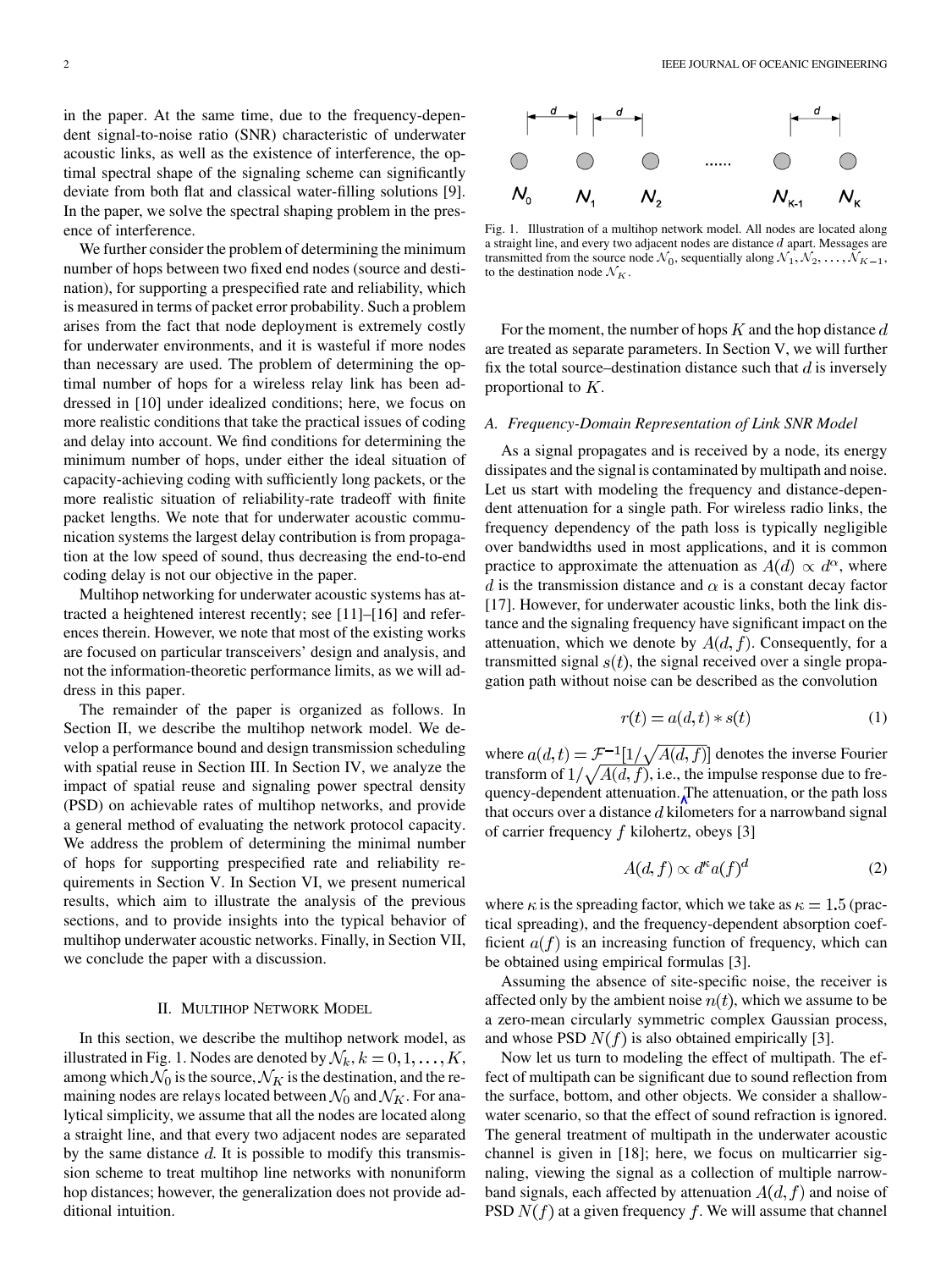in the paper. At the same time, due to the frequency-dependent signal-to-noise ratio (SNR) characteristic of underwater acoustic links, as well as the existence of interference, the optimal spectral shape of the signaling scheme can significantly deviate from both flat and classical water-filling solutions [9]. In the paper, we solve the spectral shaping problem in the presence of interference.

We further consider the problem of determining the minimum number of hops between two fixed end nodes (source and destination), for supporting a prespecified rate and reliability, which is measured in terms of packet error probability. Such a problem arises from the fact that node deployment is extremely costly for underwater environments, and it is wasteful if more nodes than necessary are used. The problem of determining the optimal number of hops for a wireless relay link has been addressed in [10] under idealized conditions; here, we focus on more realistic conditions that take the practical issues of coding and delay into account. We find conditions for determining the minimum number of hops, under either the ideal situation of capacity-achieving coding with sufficiently long packets, or the more realistic situation of reliability-rate tradeoff with finite packet lengths. We note that for underwater acoustic communication systems the largest delay contribution is from propagation at the low speed of sound, thus decreasing the end-to-end coding delay is not our objective in the paper.

Multihop networking for underwater acoustic systems has attracted a heightened interest recently; see [11]–[16] and references therein. However, we note that most of the existing works are focused on particular transceivers' design and analysis, and not the information-theoretic performance limits, as we will address in this paper.

The remainder of the paper is organized as follows. In Section II, we describe the multihop network model. We develop a performance bound and design transmission scheduling with spatial reuse in Section III. In Section IV, we analyze the impact of spatial reuse and signaling power spectral density (PSD) on achievable rates of multihop networks, and provide a general method of evaluating the network protocol capacity. We address the problem of determining the minimal number of hops for supporting prespecified rate and reliability requirements in Section V. In Section VI, we present numerical results, which aim to illustrate the analysis of the previous sections, and to provide insights into the typical behavior of multihop underwater acoustic networks. Finally, in Section VII, we conclude the paper with a discussion.

## II. Multihop Network Model

In this section, we describe the multihop network model, as illustrated in Fig. 1. Nodes are denoted by $\mathcal{N}_k, k = 0, 1, \ldots, K$, among which $\mathcal{N}_0$ is the source, $\mathcal{N}_K$ is the destination, and the remaining nodes are relays located between $\mathcal{N}_0$ and $\mathcal{N}_K$. For analytical simplicity, we assume that all the nodes are located along a straight line, and that every two adjacent nodes are separated by the same distance $d$. It is possible to modify this transmission scheme to treat multihop line networks with nonuniform hop distances; however, the generalization does not provide additional intuition.

d d d

$N_0$ $N_1$ $N_2$ ...... $N_{K-1}$ $N_K$

Fig. 1. Illustration of a multihop network model. All nodes are located along a straight line, and every two adjacent nodes are distance $d$ apart. Messages are transmitted from the source node $\mathcal{N}_0$, sequentially along $\mathcal{N}_1, \mathcal{N}_2, \ldots, \mathcal{N}_{K-1}$, to the destination node $\mathcal{N}_K$.

For the moment, the number of hops $K$ and the hop distance $d$ are treated as separate parameters. In Section V, we will further fix the total source–destination distance such that $d$ is inversely proportional to $K$.

### A. Frequency-Domain Representation of Link SNR Model

As a signal propagates and is received by a node, its energy dissipates and the signal is contaminated by multipath and noise. Let us start with modeling the frequency and distance-dependent attenuation for a single path. For wireless radio links, the frequency dependency of the path loss is typically negligible over bandwidths used in most applications, and it is common practice to approximate the attenuation as $A(d) \propto d^{\alpha}$, where $d$ is the transmission distance and $\alpha$ is a constant decay factor [17]. However, for underwater acoustic links, both the link distance and the signaling frequency have significant impact on the attenuation, which we denote by $A(d, f)$. Consequently, for a transmitted signal $s(t)$, the signal received over a single propagation path without noise can be described as the convolution

$$r(t) = a(d, t) * s(t) \tag{1}$$

where $a(d, t) = \mathcal{F}^{-1}[1/\sqrt{A(d, f)}]$ denotes the inverse Fourier transform of $1/\sqrt{A(d, f)}$, i.e., the impulse response due to frequency-dependent attenuation. The attenuation, or the path loss that occurs over a distance $d$ kilometers for a narrowband signal of carrier frequency $f$ kilohertz, obeys [3]

$$A(d, f) \propto d^{\kappa} a(f)^{d} \tag{2}$$

where $\kappa$ is the spreading factor, which we take as $\kappa = 1.5$ (practical spreading), and the frequency-dependent absorption coefficient $a(f)$ is an increasing function of frequency, which can be obtained using empirical formulas [3].

Assuming the absence of site-specific noise, the receiver is affected only by the ambient noise $n(t)$, which we assume to be a zero-mean circularly symmetric complex Gaussian process, and whose PSD $N(f)$ is also obtained empirically [3].

Now let us turn to modeling the effect of multipath. The effect of multipath can be significant due to sound reflection from the surface, bottom, and other objects. We consider a shallow-water scenario, so that the effect of sound refraction is ignored. The general treatment of multipath in the underwater acoustic channel is given in [18]; here, we focus on multicarrier signaling, viewing the signal as a collection of multiple narrowband signals, each affected by attenuation $A(d, f)$ and noise of PSD $N(f)$ at a given frequency $f$. We will assume that channel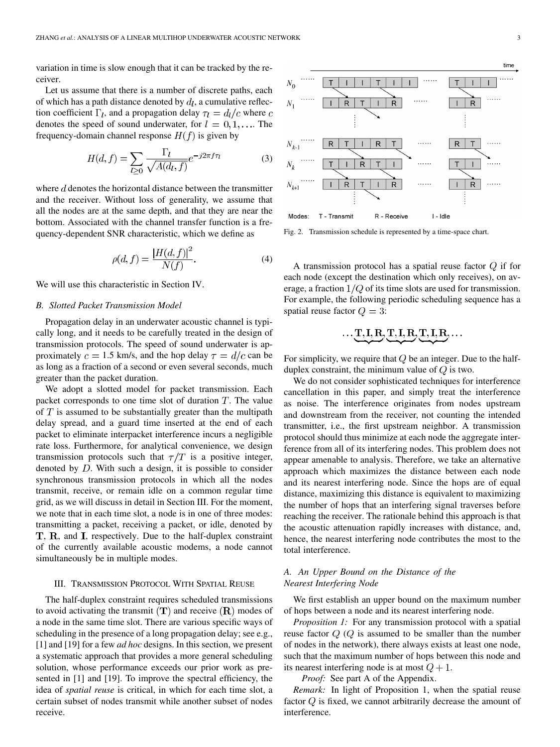variation in time is slow enough that it can be tracked by the receiver.

Let us assume that there is a number of discrete paths, each of which has a path distance denoted by $d_l$, a cumulative reflection coefficient $\Gamma_l$, and a propagation delay $\tau_l = d_l/c$ where $c$ denotes the speed of sound underwater, for $l = 0, 1, \ldots$. The frequency-domain channel response $H(f)$ is given by

$$H(d,f) = \sum_{l \geq 0} \frac{\Gamma_l}{\sqrt{A(d_l, f)}} e^{-j2\pi f \tau_l} \tag{3}$$

where $d$ denotes the horizontal distance between the transmitter and the receiver. Without loss of generality, we assume that all the nodes are at the same depth, and that they are near the bottom. Associated with the channel transfer function is a frequency-dependent SNR characteristic, which we define as

$$\rho(d,f) = \frac{|H(d,f)|^2}{N(f)}. \tag{4}$$

We will use this characteristic in Section IV.

### B. Slotted Packet Transmission Model

Propagation delay in an underwater acoustic channel is typically long, and it needs to be carefully treated in the design of transmission protocols. The speed of sound underwater is approximately $c = 1.5$ km/s, and the hop delay $\tau = d/c$ can be as long as a fraction of a second or even several seconds, much greater than the packet duration.

We adopt a slotted model for packet transmission. Each packet corresponds to one time slot of duration $T$. The value of $T$ is assumed to be substantially greater than the multipath delay spread, and a guard time inserted at the end of each packet to eliminate interpacket interference incurs a negligible rate loss. Furthermore, for analytical convenience, we design transmission protocols such that $\tau/T$ is a positive integer, denoted by $D$. With such a design, it is possible to consider synchronous transmission protocols in which all the nodes transmit, receive, or remain idle on a common regular time grid, as we will discuss in detail in Section III. For the moment, we note that in each time slot, a node is in one of three modes: transmitting a packet, receiving a packet, or idle, denoted by $\mathbf{T}$, $\mathbf{R}$, and $\mathbf{I}$, respectively. Due to the half-duplex constraint of the currently available acoustic modems, a node cannot simultaneously be in multiple modes.

## III. Transmission Protocol With Spatial Reuse

The half-duplex constraint requires scheduled transmissions to avoid activating the transmit $(\mathbf{T})$ and receive $(\mathbf{R})$ modes of a node in the same time slot. There are various specific ways of scheduling in the presence of a long propagation delay; see e.g., [1] and [19] for a few *ad hoc* designs. In this section, we present a systematic approach that provides a more general scheduling solution, whose performance exceeds our prior work as presented in [1] and [19]. To improve the spectral efficiency, the idea of *spatial reuse* is critical, in which for each time slot, a certain subset of nodes transmit while another subset of nodes receive.

time

$N_0$ T I I T I I T I I

$N_1$ I R T I R I R

$N_{k-1}$ R T I R T R T

$N_k$ T I R T I T I

$N_{k+1}$ I R T I R I R

Modes: T - Transmit R - Receive I - Idle

Fig. 2. Transmission schedule is represented by a time-space chart.

A transmission protocol has a spatial reuse factor $Q$ if for each node (except the destination which only receives), on average, a fraction $1/Q$ of its time slots are used for transmission. For example, the following periodic scheduling sequence has a spatial reuse factor $Q = 3$:

$$\ldots \underbrace{\mathbf{T}, \mathbf{I}, \mathbf{R}}, \underbrace{\mathbf{T}, \mathbf{I}, \mathbf{R}}, \underbrace{\mathbf{T}, \mathbf{I}, \mathbf{R}}, \ldots$$

For simplicity, we require that $Q$ be an integer. Due to the half-duplex constraint, the minimum value of $Q$ is two.

We do not consider sophisticated techniques for interference cancellation in this paper, and simply treat the interference as noise. The interference originates from nodes upstream and downstream from the receiver, not counting the intended transmitter, i.e., the first upstream neighbor. A transmission protocol should thus minimize at each node the aggregate interference from all of its interfering nodes. This problem does not appear amenable to analysis. Therefore, we take an alternative approach which maximizes the distance between each node and its nearest interfering node. Since the hops are of equal distance, maximizing this distance is equivalent to maximizing the number of hops that an interfering signal traverses before reaching the receiver. The rationale behind this approach is that the acoustic attenuation rapidly increases with distance, and, hence, the nearest interfering node contributes the most to the total interference.

### A. An Upper Bound on the Distance of the Nearest Interfering Node

We first establish an upper bound on the maximum number of hops between a node and its nearest interfering node.

*Proposition 1:* For any transmission protocol with a spatial reuse factor $Q$ ($Q$ is assumed to be smaller than the number of nodes in the network), there always exists at least one node, such that the maximum number of hops between this node and its nearest interfering node is at most $Q + 1$.

*Proof:* See part A of the Appendix.

*Remark:* In light of Proposition 1, when the spatial reuse factor $Q$ is fixed, we cannot arbitrarily decrease the amount of interference.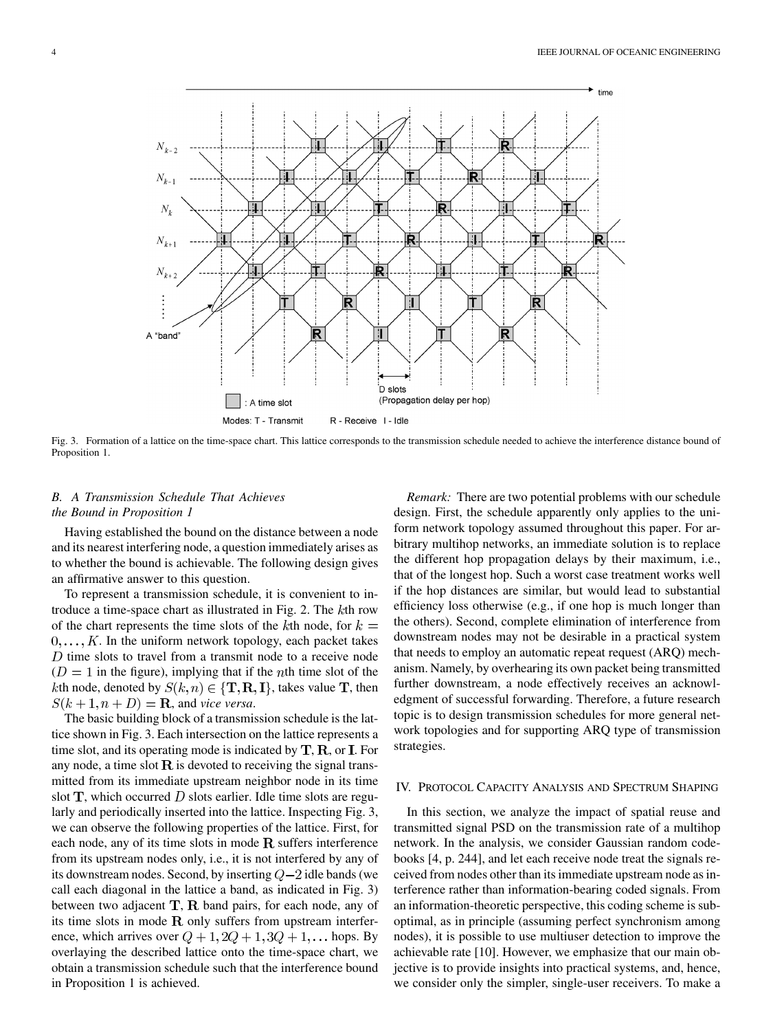Fig. 3. Formation of a lattice on the time-space chart. This lattice corresponds to the transmission schedule needed to achieve the interference distance bound of Proposition 1.

### B. A Transmission Schedule That Achieves the Bound in Proposition 1

Having established the bound on the distance between a node and its nearest interfering node, a question immediately arises as to whether the bound is achievable. The following design gives an affirmative answer to this question.

To represent a transmission schedule, it is convenient to introduce a time-space chart as illustrated in Fig. 2. The $k$th row of the chart represents the time slots of the $k$th node, for $k = 0, \ldots, K$. In the uniform network topology, each packet takes $D$ time slots to travel from a transmit node to a receive node ($D = 1$ in the figure), implying that if the $n$th time slot of the $k$th node, denoted by $S(k,n) \in \{\mathbf{T}, \mathbf{R}, \mathbf{I}\}$, takes value $\mathbf{T}$, then $S(k+1, n+D) = \mathbf{R}$, and *vice versa*.

The basic building block of a transmission schedule is the lattice shown in Fig. 3. Each intersection on the lattice represents a time slot, and its operating mode is indicated by $\mathbf{T}$, $\mathbf{R}$, or $\mathbf{I}$. For any node, a time slot $\mathbf{R}$ is devoted to receiving the signal transmitted from its immediate upstream neighbor node in its time slot $\mathbf{T}$, which occurred $D$ slots earlier. Idle time slots are regularly and periodically inserted into the lattice. Inspecting Fig. 3, we can observe the following properties of the lattice. First, for each node, any of its time slots in mode $\mathbf{R}$ suffers interference from its upstream nodes only, i.e., it is not interfered by any of its downstream nodes. Second, by inserting $Q-2$ idle bands (we call each diagonal in the lattice a band, as indicated in Fig. 3) between two adjacent $\mathbf{T}$, $\mathbf{R}$ band pairs, for each node, any of its time slots in mode $\mathbf{R}$ only suffers from upstream interference, which arrives over $Q+1, 2Q+1, 3Q+1, \ldots$ hops. By overlaying the described lattice onto the time-space chart, we obtain a transmission schedule such that the interference bound in Proposition 1 is achieved.

*Remark:* There are two potential problems with our schedule design. First, the schedule apparently only applies to the uniform network topology assumed throughout this paper. For arbitrary multihop networks, an immediate solution is to replace the different hop propagation delays by their maximum, i.e., that of the longest hop. Such a worst case treatment works well if the hop distances are similar, but would lead to substantial efficiency loss otherwise (e.g., if one hop is much longer than the others). Second, complete elimination of interference from downstream nodes may not be desirable in a practical system that needs to employ an automatic repeat request (ARQ) mechanism. Namely, by overhearing its own packet being transmitted further downstream, a node effectively receives an acknowledgment of successful forwarding. Therefore, a future research topic is to design transmission schedules for more general network topologies and for supporting ARQ type of transmission strategies.

## IV. Protocol Capacity Analysis and Spectrum Shaping

In this section, we analyze the impact of spatial reuse and transmitted signal PSD on the transmission rate of a multihop network. In the analysis, we consider Gaussian random codebooks [4, p. 244], and let each receive node treat the signals received from nodes other than its immediate upstream node as interference rather than information-bearing coded signals. From an information-theoretic perspective, this coding scheme is suboptimal, as in principle (assuming perfect synchronism among nodes), it is possible to use multiuser detection to improve the achievable rate [10]. However, we emphasize that our main objective is to provide insights into practical systems, and, hence, we consider only the simpler, single-user receivers. To make a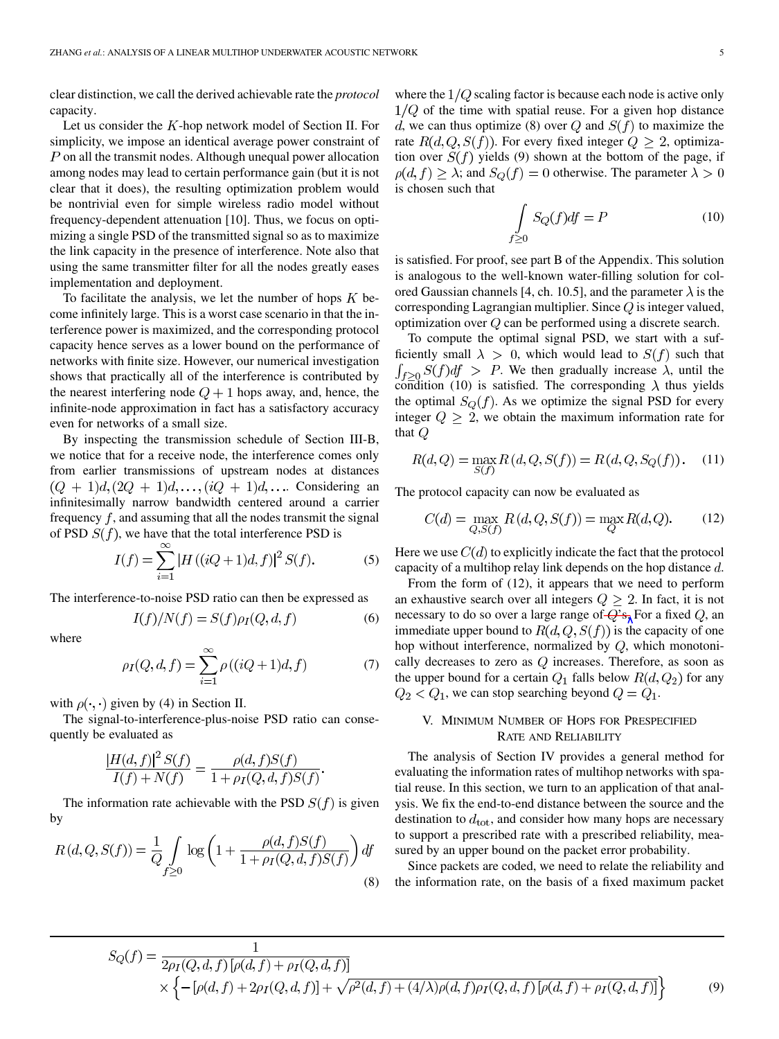clear distinction, we call the derived achievable rate the *protocol* capacity.

Let us consider the $K$-hop network model of Section II. For simplicity, we impose an identical average power constraint of $P$ on all the transmit nodes. Although unequal power allocation among nodes may lead to certain performance gain (but it is not clear that it does), the resulting optimization problem would be nontrivial even for simple wireless radio model without frequency-dependent attenuation [10]. Thus, we focus on optimizing a single PSD of the transmitted signal so as to maximize the link capacity in the presence of interference. Note also that using the same transmitter filter for all the nodes greatly eases implementation and deployment.

To facilitate the analysis, we let the number of hops $K$ become infinitely large. This is a worst case scenario in that the interference power is maximized, and the corresponding protocol capacity hence serves as a lower bound on the performance of networks with finite size. However, our numerical investigation shows that practically all of the interference is contributed by the nearest interfering node $Q+1$ hops away, and, hence, the infinite-node approximation in fact has a satisfactory accuracy even for networks of a small size.

By inspecting the transmission schedule of Section III-B, we notice that for a receive node, the interference comes only from earlier transmissions of upstream nodes at distances $(Q+1)d, (2Q+1)d, \ldots, (iQ+1)d, \ldots$. Considering an infinitesimally narrow bandwidth centered around a carrier frequency $f$, and assuming that all the nodes transmit the signal of PSD $S(f)$, we have that the total interference PSD is

$$I(f) = \sum_{i=1}^{\infty} |H((iQ+1)d, f)|^2 S(f). \tag{5}$$

The interference-to-noise PSD ratio can then be expressed as

$$I(f)/N(f) = S(f)\rho_I(Q, d, f) \tag{6}$$

where

$$\rho_I(Q, d, f) = \sum_{i=1}^{\infty} \rho((iQ+1)d, f) \tag{7}$$

with $\rho(\cdot, \cdot)$ given by (4) in Section II.

The signal-to-interference-plus-noise PSD ratio can consequently be evaluated as

$$\frac{|H(d,f)|^2 S(f)}{I(f) + N(f)} = \frac{\rho(d,f)S(f)}{1 + \rho_I(Q,d,f)S(f)}.$$

The information rate achievable with the PSD $S(f)$ is given by

$$R(d, Q, S(f)) = \frac{1}{Q} \int_{f \geq 0} \log\left(1 + \frac{\rho(d,f)S(f)}{1 + \rho_I(Q,d,f)S(f)}\right) df \tag{8}$$

where the $1/Q$ scaling factor is because each node is active only $1/Q$ of the time with spatial reuse. For a given hop distance $d$, we can thus optimize (8) over $Q$ and $S(f)$ to maximize the rate $R(d, Q, S(f))$. For every fixed integer $Q \geq 2$, optimization over $S(f)$ yields (9) shown at the bottom of the page, if $\rho(d, f) \geq \lambda$; and $S_Q(f) = 0$ otherwise. The parameter $\lambda > 0$ is chosen such that

$$\int_{f \geq 0} S_Q(f) df = P \tag{10}$$

is satisfied. For proof, see part B of the Appendix. This solution is analogous to the well-known water-filling solution for colored Gaussian channels [4, ch. 10.5], and the parameter $\lambda$ is the corresponding Lagrangian multiplier. Since $Q$ is integer valued, optimization over $Q$ can be performed using a discrete search.

To compute the optimal signal PSD, we start with a sufficiently small $\lambda > 0$, which would lead to $S(f)$ such that $\int_{f \geq 0} S(f) df > P$. We then gradually increase $\lambda$, until the condition (10) is satisfied. The corresponding $\lambda$ thus yields the optimal $S_Q(f)$. As we optimize the signal PSD for every integer $Q \geq 2$, we obtain the maximum information rate for that $Q$

$$R(d, Q) = \max_{S(f)} R(d, Q, S(f)) = R(d, Q, S_Q(f)). \tag{11}$$

The protocol capacity can now be evaluated as

$$C(d) = \max_{Q, S(f)} R(d, Q, S(f)) = \max_{Q} R(d, Q). \tag{12}$$

Here we use $C(d)$ to explicitly indicate the fact that the protocol capacity of a multihop relay link depends on the hop distance $d$.

From the form of (12), it appears that we need to perform an exhaustive search over all integers $Q \geq 2$. In fact, it is not necessary to do so over a large range of $Q$'s. For a fixed $Q$, an immediate upper bound to $R(d, Q, S(f))$ is the capacity of one hop without interference, normalized by $Q$, which monotonically decreases to zero as $Q$ increases. Therefore, as soon as the upper bound for a certain $Q_1$ falls below $R(d, Q_2)$ for any $Q_2 < Q_1$, we can stop searching beyond $Q = Q_1$.

## V. Minimum Number of Hops for Prespecified Rate and Reliability

The analysis of Section IV provides a general method for evaluating the information rates of multihop networks with spatial reuse. In this section, we turn to an application of that analysis. We fix the end-to-end distance between the source and the destination to $d_{\text{tot}}$, and consider how many hops are necessary to support a prescribed rate with a prescribed reliability, measured by an upper bound on the packet error probability.

Since packets are coded, we need to relate the reliability and the information rate, on the basis of a fixed maximum packet

$$S_Q(f) = \frac{1}{2\rho_I(Q,d,f)\left[\rho(d,f) + \rho_I(Q,d,f)\right]} \times \left\{ -\left[\rho(d,f) + 2\rho_I(Q,d,f)\right] + \sqrt{\rho^2(d,f) + (4/\lambda)\rho(d,f)\rho_I(Q,d,f)\left[\rho(d,f) + \rho_I(Q,d,f)\right]} \right\} \tag{9}$$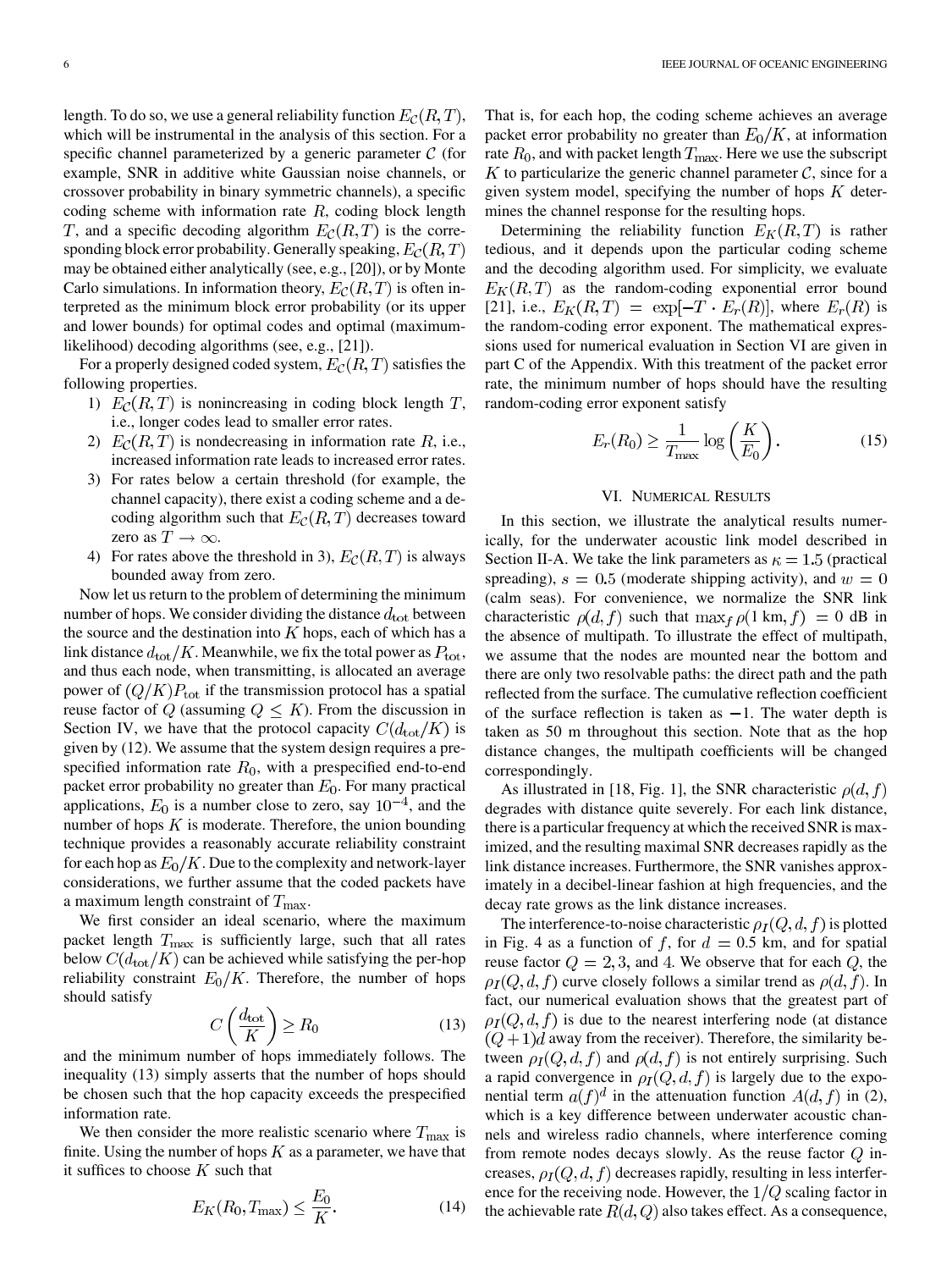length. To do so, we use a general reliability function $E_{\mathcal{C}}(R,T)$, which will be instrumental in the analysis of this section. For a specific channel parameterized by a generic parameter $\mathcal{C}$ (for example, SNR in additive white Gaussian noise channels, or crossover probability in binary symmetric channels), a specific coding scheme with information rate $R$, coding block length $T$, and a specific decoding algorithm $E_{\mathcal{C}}(R,T)$ is the corresponding block error probability. Generally speaking, $E_{\mathcal{C}}(R,T)$ may be obtained either analytically (see, e.g., [20]), or by Monte Carlo simulations. In information theory, $E_{\mathcal{C}}(R,T)$ is often interpreted as the minimum block error probability (or its upper and lower bounds) for optimal codes and optimal (maximum-likelihood) decoding algorithms (see, e.g., [21]).

For a properly designed coded system, $E_{\mathcal{C}}(R,T)$ satisfies the following properties.

1) $E_{\mathcal{C}}(R,T)$ is nonincreasing in coding block length $T$, i.e., longer codes lead to smaller error rates.
2) $E_{\mathcal{C}}(R,T)$ is nondecreasing in information rate $R$, i.e., increased information rate leads to increased error rates.
3) For rates below a certain threshold (for example, the channel capacity), there exist a coding scheme and a decoding algorithm such that $E_{\mathcal{C}}(R,T)$ decreases toward zero as $T \to \infty$.
4) For rates above the threshold in 3), $E_{\mathcal{C}}(R,T)$ is always bounded away from zero.

Now let us return to the problem of determining the minimum number of hops. We consider dividing the distance $d_{\text{tot}}$ between the source and the destination into $K$ hops, each of which has a link distance $d_{\text{tot}}/K$. Meanwhile, we fix the total power as $P_{\text{tot}}$, and thus each node, when transmitting, is allocated an average power of $(Q/K)P_{\text{tot}}$ if the transmission protocol has a spatial reuse factor of $Q$ (assuming $Q \leq K$). From the discussion in Section IV, we have that the protocol capacity $C(d_{\text{tot}}/K)$ is given by (12). We assume that the system design requires a prespecified information rate $R_0$, with a prespecified end-to-end packet error probability no greater than $E_0$. For many practical applications, $E_0$ is a number close to zero, say $10^{-4}$, and the number of hops $K$ is moderate. Therefore, the union bounding technique provides a reasonably accurate reliability constraint for each hop as $E_0/K$. Due to the complexity and network-layer considerations, we further assume that the coded packets have a maximum length constraint of $T_{\max}$.

We first consider an ideal scenario, where the maximum packet length $T_{\max}$ is sufficiently large, such that all rates below $C(d_{\text{tot}}/K)$ can be achieved while satisfying the per-hop reliability constraint $E_0/K$. Therefore, the number of hops should satisfy

$$C\left(\frac{d_{\text{tot}}}{K}\right) \geq R_0 \tag{13}$$

and the minimum number of hops immediately follows. The inequality (13) simply asserts that the number of hops should be chosen such that the hop capacity exceeds the prespecified information rate.

We then consider the more realistic scenario where $T_{\max}$ is finite. Using the number of hops $K$ as a parameter, we have that it suffices to choose $K$ such that

$$E_K(R_0, T_{\max}) \leq \frac{E_0}{K}. \tag{14}$$

That is, for each hop, the coding scheme achieves an average packet error probability no greater than $E_0/K$, at information rate $R_0$, and with packet length $T_{\max}$. Here we use the subscript $K$ to particularize the generic channel parameter $\mathcal{C}$, since for a given system model, specifying the number of hops $K$ determines the channel response for the resulting hops.

Determining the reliability function $E_K(R,T)$ is rather tedious, and it depends upon the particular coding scheme and the decoding algorithm used. For simplicity, we evaluate $E_K(R,T)$ as the random-coding exponential error bound [21], i.e., $E_K(R,T) = \exp[-T \cdot E_r(R)]$, where $E_r(R)$ is the random-coding error exponent. The mathematical expressions used for numerical evaluation in Section VI are given in part C of the Appendix. With this treatment of the packet error rate, the minimum number of hops should have the resulting random-coding error exponent satisfy

$$E_r(R_0) \geq \frac{1}{T_{\max}} \log\left(\frac{K}{E_0}\right). \tag{15}$$

## VI. Numerical Results

In this section, we illustrate the analytical results numerically, for the underwater acoustic link model described in Section II-A. We take the link parameters as $\kappa = 1.5$ (practical spreading), $s = 0.5$ (moderate shipping activity), and $w = 0$ (calm seas). For convenience, we normalize the SNR link characteristic $\rho(d,f)$ such that $\max_f \rho(1 \text{ km}, f) = 0$ dB in the absence of multipath. To illustrate the effect of multipath, we assume that the nodes are mounted near the bottom and there are only two resolvable paths: the direct path and the path reflected from the surface. The cumulative reflection coefficient of the surface reflection is taken as $-1$. The water depth is taken as 50 m throughout this section. Note that as the hop distance changes, the multipath coefficients will be changed correspondingly.

As illustrated in [18, Fig. 1], the SNR characteristic $\rho(d,f)$ degrades with distance quite severely. For each link distance, there is a particular frequency at which the received SNR is maximized, and the resulting maximal SNR decreases rapidly as the link distance increases. Furthermore, the SNR vanishes approximately in a decibel-linear fashion at high frequencies, and the decay rate grows as the link distance increases.

The interference-to-noise characteristic $\rho_I(Q,d,f)$ is plotted in Fig. 4 as a function of $f$, for $d = 0.5$ km, and for spatial reuse factor $Q = 2, 3$, and 4. We observe that for each $Q$, the $\rho_I(Q,d,f)$ curve closely follows a similar trend as $\rho(d,f)$. In fact, our numerical evaluation shows that the greatest part of $\rho_I(Q,d,f)$ is due to the nearest interfering node (at distance $(Q+1)d$ away from the receiver). Therefore, the similarity between $\rho_I(Q,d,f)$ and $\rho(d,f)$ is not entirely surprising. Such a rapid convergence in $\rho_I(Q,d,f)$ is largely due to the exponential term $a(f)^d$ in the attenuation function $A(d,f)$ in (2), which is a key difference between underwater acoustic channels and wireless radio channels, where interference coming from remote nodes decays slowly. As the reuse factor $Q$ increases, $\rho_I(Q,d,f)$ decreases rapidly, resulting in less interference for the receiving node. However, the $1/Q$ scaling factor in the achievable rate $R(d,Q)$ also takes effect. As a consequence,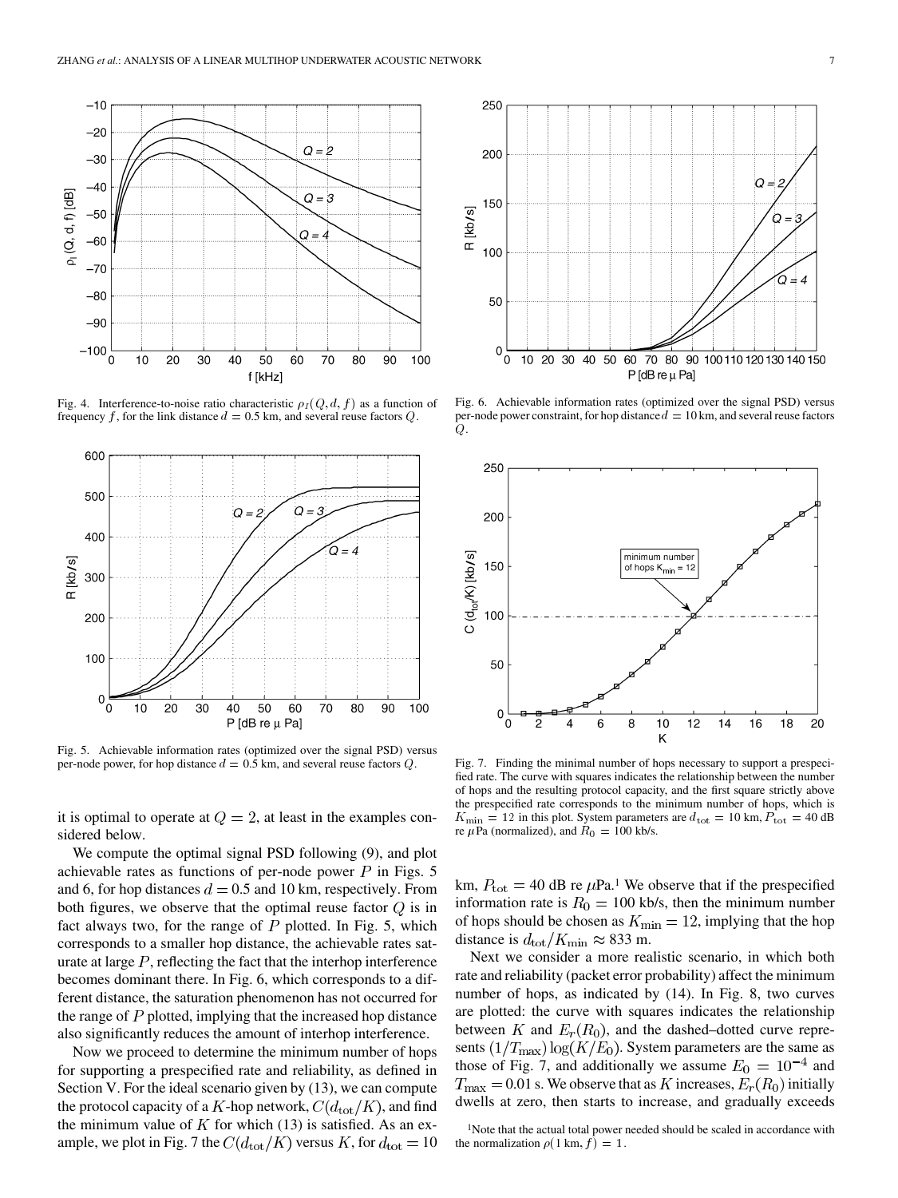−10
−20
−30
−40
−50
−60
−70
−80
−90
−100
0 10 20 30 40 50 60 70 80 90 100
f [kHz]
ρI (Q, d, f) [dB]
Q = 2
Q = 3
Q = 4

Fig. 4. Interference-to-noise ratio characteristic $\rho_I(Q, d, f)$ as a function of frequency $f$, for the link distance $d = 0.5$ km, and several reuse factors $Q$.

600
500
400
300
200
100
0
0 10 20 30 40 50 60 70 80 90 100
P [dB re μ Pa]
R [kb/s]
Q = 2
Q = 3
Q = 4

Fig. 5. Achievable information rates (optimized over the signal PSD) versus per-node power, for hop distance $d = 0.5$ km, and several reuse factors $Q$.

250
200
150
100
50
0
0 10 20 30 40 50 60 70 80 90 100 110 120 130 140 150
P [dB re μ Pa]
R [kb/s]
Q = 2
Q = 3
Q = 4

Fig. 6. Achievable information rates (optimized over the signal PSD) versus per-node power constraint, for hop distance $d = 10$ km, and several reuse factors $Q$.

250
200
150
100
50
0
0 2 4 6 8 10 12 14 16 18 20
K
C (dtot/K) [kb/s]
minimum number of hops Kmin = 12

Fig. 7. Finding the minimal number of hops necessary to support a prespecified rate. The curve with squares indicates the relationship between the number of hops and the resulting protocol capacity, and the first square strictly above the prespecified rate corresponds to the minimum number of hops, which is $K_{\min} = 12$ in this plot. System parameters are $d_{\rm tot} = 10$ km, $P_{\rm tot} = 40$ dB re $\mu$Pa (normalized), and $R_0 = 100$ kb/s.

it is optimal to operate at $Q = 2$, at least in the examples considered below.

We compute the optimal signal PSD following (9), and plot achievable rates as functions of per-node power $P$ in Figs. 5 and 6, for hop distances $d = 0.5$ and 10 km, respectively. From both figures, we observe that the optimal reuse factor $Q$ is in fact always two, for the range of $P$ plotted. In Fig. 5, which corresponds to a smaller hop distance, the achievable rates saturate at large $P$, reflecting the fact that the interhop interference becomes dominant there. In Fig. 6, which corresponds to a different distance, the saturation phenomenon has not occurred for the range of $P$ plotted, implying that the increased hop distance also significantly reduces the amount of interhop interference.

Now we proceed to determine the minimum number of hops for supporting a prespecified rate and reliability, as defined in Section V. For the ideal scenario given by (13), we can compute the protocol capacity of a $K$-hop network, $C(d_{\rm tot}/K)$, and find the minimum value of $K$ for which (13) is satisfied. As an example, we plot in Fig. 7 the $C(d_{\rm tot}/K)$ versus $K$, for $d_{\rm tot} = 10$ km, $P_{\rm tot} = 40$ dB re $\mu$Pa.[1] We observe that if the prespecified information rate is $R_0 = 100$ kb/s, then the minimum number of hops should be chosen as $K_{\min} = 12$, implying that the hop distance is $d_{\rm tot}/K_{\min} \approx 833$ m.

Next we consider a more realistic scenario, in which both rate and reliability (packet error probability) affect the minimum number of hops, as indicated by (14). In Fig. 8, two curves are plotted: the curve with squares indicates the relationship between $K$ and $E_r(R_0)$, and the dashed–dotted curve represents $(1/T_{\max})\log(K/E_0)$. System parameters are the same as those of Fig. 7, and additionally we assume $E_0 = 10^{-4}$ and $T_{\max} = 0.01$ s. We observe that as $K$ increases, $E_r(R_0)$ initially dwells at zero, then starts to increase, and gradually exceeds

[1]Note that the actual total power needed should be scaled in accordance with the normalization $\rho(1\,{\rm km}, f) = 1$.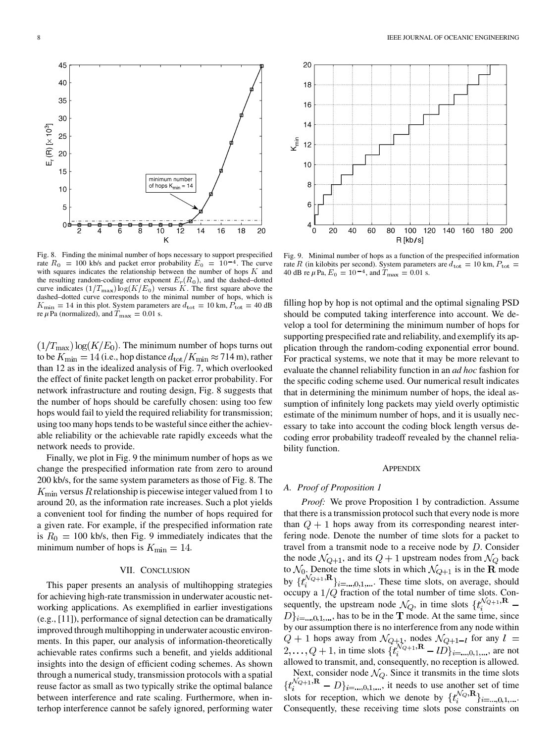Fig. 8. Finding the minimal number of hops necessary to support prespecified rate $R_0 = 100$ kb/s and packet error probability $E_0 = 10^{-4}$. The curve with squares indicates the relationship between the number of hops $K$ and the resulting random-coding error exponent $E_r(R_0)$, and the dashed–dotted curve indicates $(1/T_{\max})\log(K/E_0)$ versus $K$. The first square above the dashed–dotted curve corresponds to the minimal number of hops, which is $K_{\min} = 14$ in this plot. System parameters are $d_{\text{tot}} = 10$ km, $P_{\text{tot}} = 40$ dB re $\mu$Pa (normalized), and $T_{\max} = 0.01$ s.

Fig. 9. Minimal number of hops as a function of the prespecified information rate $R$ (in kilobits per second). System parameters are $d_{\text{tot}} = 10$ km, $P_{\text{tot}} = 40$ dB re $\mu$Pa, $E_0 = 10^{-4}$, and $T_{\max} = 0.01$ s.

$(1/T_{\max})\log(K/E_0)$. The minimum number of hops turns out to be $K_{\min} = 14$ (i.e., hop distance $d_{\text{tot}}/K_{\min} \approx 714$ m), rather than 12 as in the idealized analysis of Fig. 7, which overlooked the effect of finite packet length on packet error probability. For network infrastructure and routing design, Fig. 8 suggests that the number of hops should be carefully chosen: using too few hops would fail to yield the required reliability for transmission; using too many hops tends to be wasteful since either the achievable reliability or the achievable rate rapidly exceeds what the network needs to provide.

Finally, we plot in Fig. 9 the minimum number of hops as we change the prespecified information rate from zero to around 200 kb/s, for the same system parameters as those of Fig. 8. The $K_{\min}$ versus $R$ relationship is piecewise integer valued from 1 to around 20, as the information rate increases. Such a plot yields a convenient tool for finding the number of hops required for a given rate. For example, if the prespecified information rate is $R_0 = 100$ kb/s, then Fig. 9 immediately indicates that the minimum number of hops is $K_{\min} = 14$.

## VII. Conclusion

This paper presents an analysis of multihopping strategies for achieving high-rate transmission in underwater acoustic networking applications. As exemplified in earlier investigations (e.g., [11]), performance of signal detection can be dramatically improved through multihopping in underwater acoustic environments. In this paper, our analysis of information-theoretically achievable rates confirms such a benefit, and yields additional insights into the design of efficient coding schemes. As shown through a numerical study, transmission protocols with a spatial reuse factor as small as two typically strike the optimal balance between interference and rate scaling. Furthermore, when interhop interference cannot be safely ignored, performing water filling hop by hop is not optimal and the optimal signaling PSD should be computed taking interference into account. We develop a tool for determining the minimum number of hops for supporting prespecified rate and reliability, and exemplify its application through the random-coding exponential error bound. For practical systems, we note that it may be more relevant to evaluate the channel reliability function in an *ad hoc* fashion for the specific coding scheme used. Our numerical result indicates that in determining the minimum number of hops, the ideal assumption of infinitely long packets may yield overly optimistic estimate of the minimum number of hops, and it is usually necessary to take into account the coding block length versus decoding error probability tradeoff revealed by the channel reliability function.

## Appendix

### A. Proof of Proposition 1

*Proof:* We prove Proposition 1 by contradiction. Assume that there is a transmission protocol such that every node is more than $Q+1$ hops away from its corresponding nearest interfering node. Denote the number of time slots for a packet to travel from a transmit node to a receive node by $D$. Consider the node $\mathcal{N}_{Q+1}$, and its $Q+1$ upstream nodes from $\mathcal{N}_Q$ back to $\mathcal{N}_0$. Denote the time slots in which $\mathcal{N}_{Q+1}$ is in the $\mathbf{R}$ mode by $\{t_i^{\mathcal{N}_{Q+1},\mathbf{R}}\}_{i=\ldots,0,1,\ldots}$. These time slots, on average, should occupy a $1/Q$ fraction of the total number of time slots. Consequently, the upstream node $\mathcal{N}_Q$, in time slots $\{t_i^{\mathcal{N}_{Q+1},\mathbf{R}} - D\}_{i=\ldots,0,1,\ldots}$, has to be in the $\mathbf{T}$ mode. At the same time, since by our assumption there is no interference from any node within $Q+1$ hops away from $\mathcal{N}_{Q+1}$, nodes $\mathcal{N}_{Q+1-l}$ for any $l = 2,\ldots,Q+1$, in time slots $\{t_i^{\mathcal{N}_{Q+1},\mathbf{R}} - lD\}_{i=\ldots,0,1,\ldots}$, are not allowed to transmit, and, consequently, no reception is allowed.

Next, consider node $\mathcal{N}_Q$. Since it transmits in the time slots $\{t_i^{\mathcal{N}_{Q+1},\mathbf{R}} - D\}_{i=\ldots,0,1,\ldots}$, it needs to use another set of time slots for reception, which we denote by $\{t_i^{\mathcal{N}_Q,\mathbf{R}}\}_{i=\ldots,0,1,\ldots}$. Consequently, these receiving time slots pose constraints on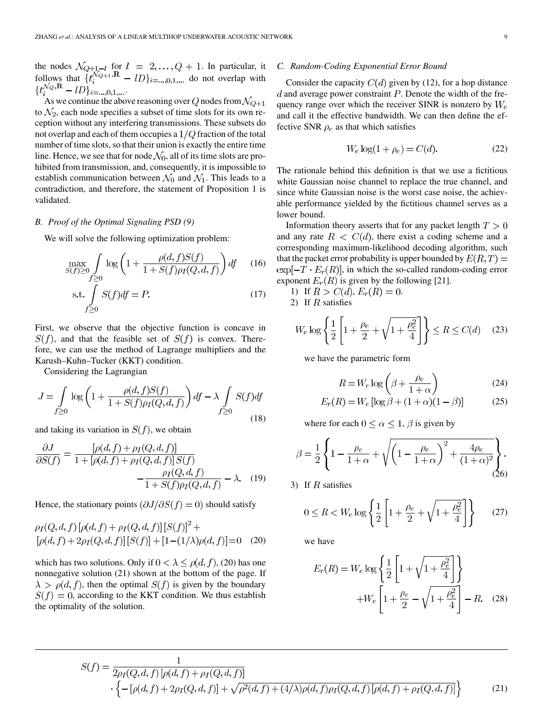the nodes $\mathcal{N}_{Q+1-l}$ for $l = 2, \ldots, Q+1$. In particular, it follows that $\{t_i^{\mathcal{N}_{Q+1},\mathbf{R}} - lD\}_{i=\ldots,0,1,\ldots}$ do not overlap with $\{t_i^{\mathcal{N}_Q,\mathbf{R}} - lD\}_{i=\ldots,0,1,\ldots}$.

As we continue the above reasoning over $Q$ nodes from $\mathcal{N}_{Q+1}$ to $\mathcal{N}_2$, each node specifies a subset of time slots for its own reception without any interfering transmissions. These subsets do not overlap and each of them occupies a $1/Q$ fraction of the total number of time slots, so that their union is exactly the entire time line. Hence, we see that for node $\mathcal{N}_0$, all of its time slots are prohibited from transmission, and, consequently, it is impossible to establish communication between $\mathcal{N}_0$ and $\mathcal{N}_1$. This leads to a contradiction, and therefore, the statement of Proposition 1 is validated.

### B. Proof of the Optimal Signaling PSD (9)

We will solve the following optimization problem:

$$\max_{S(f)\geq 0} \int_{f\geq 0} \log\left(1+\frac{\rho(d,f)S(f)}{1+S(f)\rho_I(Q,d,f)}\right)df \tag{16}$$

$$\text{s.t.} \int_{f\geq 0} S(f)df = P. \tag{17}$$

First, we observe that the objective function is concave in $S(f)$, and that the feasible set of $S(f)$ is convex. Therefore, we can use the method of Lagrange multipliers and the Karush–Kuhn–Tucker (KKT) condition.

Considering the Lagrangian

$$J = \int_{f\geq 0} \log\left(1+\frac{\rho(d,f)S(f)}{1+S(f)\rho_I(Q,d,f)}\right)df - \lambda\int_{f\geq 0} S(f)df \tag{18}$$

and taking its variation in $S(f)$, we obtain

$$\frac{\partial J}{\partial S(f)} = \frac{[\rho(d,f)+\rho_I(Q,d,f)]}{1+[\rho(d,f)+\rho_I(Q,d,f)]\,S(f)} - \frac{\rho_I(Q,d,f)}{1+S(f)\rho_I(Q,d,f)} - \lambda. \tag{19}$$

Hence, the stationary points $(\partial J/\partial S(f) = 0)$ should satisfy

$$\rho_I(Q,d,f)\left[\rho(d,f)+\rho_I(Q,d,f)\right][S(f)]^2 + [\rho(d,f)+2\rho_I(Q,d,f)][S(f)] + [1-(1/\lambda)\rho(d,f)] = 0 \tag{20}$$

which has two solutions. Only if $0<\lambda\leq\rho(d,f)$, (20) has one nonnegative solution (21) shown at the bottom of the page. If $\lambda>\rho(d,f)$, then the optimal $S(f)$ is given by the boundary $S(f)=0$, according to the KKT condition. We thus establish the optimality of the solution.

$$S(f) = \frac{1}{2\rho_I(Q,d,f)\left[\rho(d,f)+\rho_I(Q,d,f)\right]} \cdot \left\{-\left[\rho(d,f)+2\rho_I(Q,d,f)\right] + \sqrt{\rho^2(d,f)+(4/\lambda)\rho(d,f)\rho_I(Q,d,f)\left[\rho(d,f)+\rho_I(Q,d,f)\right]}\right\} \tag{21}$$

### C. Random-Coding Exponential Error Bound

Consider the capacity $C(d)$ given by (12), for a hop distance $d$ and average power constraint $P$. Denote the width of the frequency range over which the receiver SINR is nonzero by $W_e$ and call it the effective bandwidth. We can then define the effective SNR $\rho_e$ as that which satisfies

$$W_e \log(1+\rho_e) = C(d). \tag{22}$$

The rationale behind this definition is that we use a fictitious white Gaussian noise channel to replace the true channel, and since white Gaussian noise is the worst case noise, the achievable performance yielded by the fictitious channel serves as a lower bound.

Information theory asserts that for any packet length $T>0$ and any rate $R<C(d)$, there exist a coding scheme and a corresponding maximum-likelihood decoding algorithm, such that the packet error probability is upper bounded by $E(R,T) = \exp[-T\cdot E_r(R)]$, in which the so-called random-coding error exponent $E_r(R)$ is given by the following [21].

1) If $R>C(d)$, $E_r(R)=0$.

2) If $R$ satisfies

$$W_e \log\left\{\frac{1}{2}\left[1+\frac{\rho_e}{2}+\sqrt{1+\frac{\rho_e^2}{4}}\right]\right\} \leq R \leq C(d) \tag{23}$$

we have the parametric form

$$R = W_e \log\left(\beta+\frac{\rho_e}{1+\alpha}\right) \tag{24}$$

$$E_r(R) = W_e\left[\log\beta + (1+\alpha)(1-\beta)\right] \tag{25}$$

where for each $0\leq\alpha\leq 1$, $\beta$ is given by

$$\beta = \frac{1}{2}\left\{1-\frac{\rho_e}{1+\alpha}+\sqrt{\left(1-\frac{\rho_e}{1+\alpha}\right)^2+\frac{4\rho_e}{(1+\alpha)^2}}\right\}. \tag{26}$$

3) If $R$ satisfies

$$0\leq R < W_e \log\left\{\frac{1}{2}\left[1+\frac{\rho_e}{2}+\sqrt{1+\frac{\rho_e^2}{4}}\right]\right\} \tag{27}$$

we have

$$E_r(R) = W_e \log\left\{\frac{1}{2}\left[1+\sqrt{1+\frac{\rho_e^2}{4}}\right]\right\} + W_e\left[1+\frac{\rho_e}{2}-\sqrt{1+\frac{\rho_e^2}{4}}\right] - R. \tag{28}$$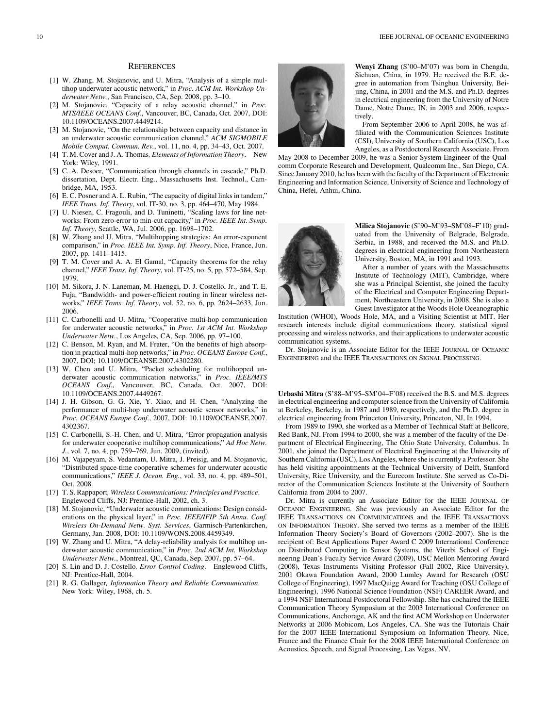## References

[1] W. Zhang, M. Stojanovic, and U. Mitra, "Analysis of a simple multihop underwater acoustic network," in *Proc. ACM Int. Workshop Underwater Netw.*, San Francisco, CA, Sep. 2008, pp. 3–10.

[2] M. Stojanovic, "Capacity of a relay acoustic channel," in *Proc. MTS/IEEE OCEANS Conf.*, Vancouver, BC, Canada, Oct. 2007, DOI: 10.1109/OCEANS.2007.4449214.

[3] M. Stojanovic, "On the relationship between capacity and distance in an underwater acoustic communication channel," *ACM SIGMOBILE Mobile Comput. Commun. Rev.*, vol. 11, no. 4, pp. 34–43, Oct. 2007.

[4] T. M. Cover and J. A. Thomas, *Elements of Information Theory*. New York: Wiley, 1991.

[5] C. A. Desoer, "Communication through channels in cascade," Ph.D. dissertation, Dept. Electr. Eng., Massachusetts Inst. Technol., Cambridge, MA, 1953.

[6] E. C. Posner and A. L. Rubin, "The capacity of digital links in tandem," *IEEE Trans. Inf. Theory*, vol. IT-30, no. 3, pp. 464–470, May 1984.

[7] U. Niesen, C. Fragouli, and D. Tuninetti, "Scaling laws for line networks: From zero-error to min-cut capacity," in *Proc. IEEE Int. Symp. Inf. Theory*, Seattle, WA, Jul. 2006, pp. 1698–1702.

[8] W. Zhang and U. Mitra, "Multihopping strategies: An error-exponent comparison," in *Proc. IEEE Int. Symp. Inf. Theory*, Nice, France, Jun. 2007, pp. 1411–1415.

[9] T. M. Cover and A. A. El Gamal, "Capacity theorems for the relay channel," *IEEE Trans. Inf. Theory*, vol. IT-25, no. 5, pp. 572–584, Sep. 1979.

[10] M. Sikora, J. N. Laneman, M. Haenggi, D. J. Costello, Jr., and T. E. Fuja, "Bandwidth- and power-efficient routing in linear wireless networks," *IEEE Trans. Inf. Theory*, vol. 52, no. 6, pp. 2624–2633, Jun. 2006.

[11] C. Carbonelli and U. Mitra, "Cooperative multi-hop communication for underwater acoustic networks," in *Proc. 1st ACM Int. Workshop Underwater Netw.*, Los Angeles, CA, Sep. 2006, pp. 97–100.

[12] C. Benson, M. Ryan, and M. Frater, "On the benefits of high absorption in practical multi-hop networks," in *Proc. OCEANS Europe Conf.*, 2007, DOI; 10.1109/OCEANSE.2007.4302280.

[13] W. Chen and U. Mitra, "Packet scheduling for multihopped underwater acoustic communication networks," in *Proc. IEEE/MTS OCEANS Conf.*, Vancouver, BC, Canada, Oct. 2007, DOI: 10.1109/OCEANS.2007.4449267.

[14] J. H. Gibson, G. G. Xie, Y. Xiao, and H. Chen, "Analyzing the performance of multi-hop underwater acoustic sensor networks," in *Proc. OCEANS Europe Conf.*, 2007, DOI: 10.1109/OCEANSE.2007.4302367.

[15] C. Carbonelli, S.-H. Chen, and U. Mitra, "Error propagation analysis for underwater cooperative multihop communications," *Ad Hoc Netw. J.*, vol. 7, no. 4, pp. 759–769, Jun. 2009, (invited).

[16] M. Vajapeyam, S. Vedantam, U. Mitra, J. Preisig, and M. Stojanovic, "Distributed space-time cooperative schemes for underwater acoustic communications," *IEEE J. Ocean. Eng.*, vol. 33, no. 4, pp. 489–501, Oct. 2008.

[17] T. S. Rappaport, *Wireless Communications: Principles and Practice*. Englewood Cliffs, NJ: Prentice-Hall, 2002, ch. 3.

[18] M. Stojanovic, "Underwater acoustic communications: Design considerations on the physical layer," in *Proc. IEEE/IFIP 5th Annu. Conf. Wireless On-Demand Netw. Syst. Services*, Garmisch-Partenkirchen, Germany, Jan. 2008, DOI: 10.1109/WONS.2008.4459349.

[19] W. Zhang and U. Mitra, "A delay-reliability analysis for multihop underwater acoustic communication," in *Proc. 2nd ACM Int. Workshop Underwater Netw.*, Montreal, QC, Canada, Sep. 2007, pp. 57–64.

[20] S. Lin and D. J. Costello, *Error Control Coding*. Englewood Cliffs, NJ: Prentice-Hall, 2004.

[21] R. G. Gallager, *Information Theory and Reliable Communication*. New York: Wiley, 1968, ch. 5.

**Wenyi Zhang** (S'00–M'07) was born in Chengdu, Sichuan, China, in 1979. He received the B.E. degree in automation from Tsinghua University, Beijing, China, in 2001 and the M.S. and Ph.D. degrees in electrical engineering from the University of Notre Dame, Notre Dame, IN, in 2003 and 2006, respectively.

From September 2006 to April 2008, he was affiliated with the Communication Sciences Institute (CSI), University of Southern California (USC), Los Angeles, as a Postdoctoral Research Associate. From May 2008 to December 2009, he was a Senior System Engineer of the Qualcomm Corporate Research and Development, Qualcomm Inc., San Diego, CA. Since January 2010, he has been with the faculty of the Department of Electronic Engineering and Information Science, University of Science and Technology of China, Hefei, Anhui, China.

**Milica Stojanovic** (S'90–M'93–SM'08–F'10) graduated from the University of Belgrade, Belgrade, Serbia, in 1988, and received the M.S. and Ph.D. degrees in electrical engineering from Northeastern University, Boston, MA, in 1991 and 1993.

After a number of years with the Massachusetts Institute of Technology (MIT), Cambridge, where she was a Principal Scientist, she joined the faculty of the Electrical and Computer Engineering Department, Northeastern University, in 2008. She is also a Guest Investigator at the Woods Hole Oceanographic Institution (WHOI), Woods Hole, MA, and a Visiting Scientist at MIT. Her research interests include digital communications theory, statistical signal processing and wireless networks, and their applications to underwater acoustic communication systems.

Dr. Stojanovic is an Associate Editor for the IEEE Journal of Oceanic Engineering and the IEEE Transactions on Signal Processing.

**Urbashi Mitra** (S'88–M'95–SM'04–F'08) received the B.S. and M.S. degrees in electrical engineering and computer science from the University of California at Berkeley, Berkeley, in 1987 and 1989, respectively, and the Ph.D. degree in electrical engineering from Princeton University, Princeton, NJ, In 1994.

From 1989 to 1990, she worked as a Member of Technical Staff at Bellcore, Red Bank, NJ. From 1994 to 2000, she was a member of the faculty of the Department of Electrical Engineering, The Ohio State University, Columbus. In 2001, she joined the Department of Electrical Engineering at the University of Southern California (USC), Los Angeles, where she is currently a Professor. She has held visiting appointments at the Technical University of Delft, Stanford University, Rice University, and the Eurecom Institute. She served as Co-Director of the Communication Sciences Institute at the University of Southern California from 2004 to 2007.

Dr. Mitra is currently an Associate Editor for the IEEE Journal of Oceanic Engineering. She was previously an Associate Editor for the IEEE Transactions on Communications and the IEEE Transactions on Information Theory. She served two terms as a member of the IEEE Information Theory Society's Board of Governors (2002–2007). She is the recipient of: Best Applications Paper Award C 2009 International Conference on Distributed Computing in Sensor Systems, the Viterbi School of Engineering Dean's Faculty Service Award (2009), USC Mellon Mentoring Award (2008), Texas Instruments Visiting Professor (Fall 2002, Rice University), 2001 Okawa Foundation Award, 2000 Lumley Award for Research (OSU College of Engineering), 1997 MacQuigg Award for Teaching (OSU College of Engineering), 1996 National Science Foundation (NSF) CAREER Award, and a 1994 NSF International Postdoctoral Fellowship. She has cochaired the IEEE Communication Theory Symposium at the 2003 International Conference on Communications, Anchorage, AK and the first ACM Workshop on Underwater Networks at 2006 Mobicom, Los Angeles, CA. She was the Tutorials Chair for the 2007 IEEE International Symposium on Information Theory, Nice, France and the Finance Chair for the 2008 IEEE International Conference on Acoustics, Speech, and Signal Processing, Las Vegas, NV.